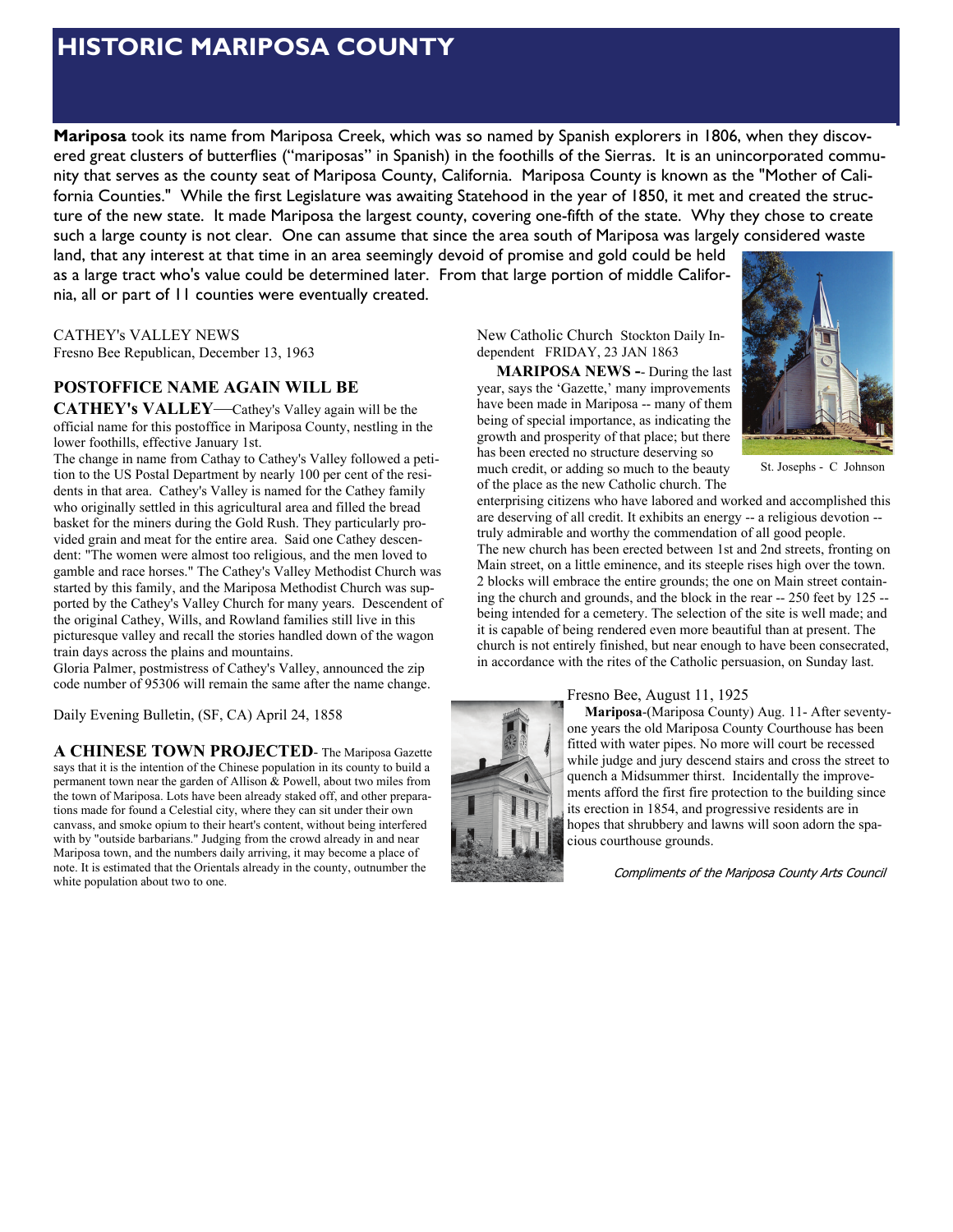# HISTORIC MARIPOSA COUNTY

**Mariposa** took its name from Mariposa Creek, which was so named by Spanish explorers in 1806, when they discovered great clusters of butterflies ("mariposas" in Spanish) in the foothills of the Sierras. It is an unincorporated community that serves as the county seat of Mariposa County, California. Mariposa County is known as the "Mother of California Counties." While the first Legislature was awaiting Statehood in the year of 1850, it met and created the structure of the new state. It made Mariposa the largest county, covering one-fifth of the state. Why they chose to create such a large county is not clear. One can assume that since the area south of Mariposa was largely considered waste land, that any interest at that time in an area seemingly devoid of promise and gold could be held as a large tract who's value could be determined later. From that large portion of middle California, all or part of 11 counties were eventually created.

CATHEY's VALLEY NEWS
Fresno Bee Republican, December 13, 1963

## POSTOFFICE NAME AGAIN WILL BE CATHEY's VALLEY

—Cathey's Valley again will be the official name for this postoffice in Mariposa County, nestling in the lower foothills, effective January 1st.

The change in name from Cathay to Cathey's Valley followed a petition to the US Postal Department by nearly 100 per cent of the residents in that area. Cathey's Valley is named for the Cathey family who originally settled in this agricultural area and filled the bread basket for the miners during the Gold Rush. They particularly provided grain and meat for the entire area. Said one Cathey descendent: "The women were almost too religious, and the men loved to gamble and race horses." The Cathey's Valley Methodist Church was started by this family, and the Mariposa Methodist Church was supported by the Cathey's Valley Church for many years. Descendent of the original Cathey, Wills, and Rowland families still live in this picturesque valley and recall the stories handled down of the wagon train days across the plains and mountains.

Gloria Palmer, postmistress of Cathey's Valley, announced the zip code number of 95306 will remain the same after the name change.

Daily Evening Bulletin, (SF, CA) April 24, 1858

**A CHINESE TOWN PROJECTED**- The Mariposa Gazette says that it is the intention of the Chinese population in its county to build a permanent town near the garden of Allison & Powell, about two miles from the town of Mariposa. Lots have been already staked off, and other preparations made for found a Celestial city, where they can sit under their own canvass, and smoke opium to their heart's content, without being interfered with by "outside barbarians." Judging from the crowd already in and near Mariposa town, and the numbers daily arriving, it may become a place of note. It is estimated that the Orientals already in the county, outnumber the white population about two to one.

New Catholic Church Stockton Daily Independent FRIDAY, 23 JAN 1863

**MARIPOSA NEWS** -- During the last year, says the 'Gazette,' many improvements have been made in Mariposa -- many of them being of special importance, as indicating the growth and prosperity of that place; but there has been erected no structure deserving so much credit, or adding so much to the beauty of the place as the new Catholic church. The enterprising citizens who have labored and worked and accomplished this are deserving of all credit. It exhibits an energy -- a religious devotion -- truly admirable and worthy the commendation of all good people.

The new church has been erected between 1st and 2nd streets, fronting on Main street, on a little eminence, and its steeple rises high over the town. 2 blocks will embrace the entire grounds; the one on Main street containing the church and grounds, and the block in the rear -- 250 feet by 125 -- being intended for a cemetery. The selection of the site is well made; and it is capable of being rendered even more beautiful than at present. The church is not entirely finished, but near enough to have been consecrated, in accordance with the rites of the Catholic persuasion, on Sunday last.

St. Josephs - C Johnson

Fresno Bee, August 11, 1925

**Mariposa**-(Mariposa County) Aug. 11- After seventy-one years the old Mariposa County Courthouse has been fitted with water pipes. No more will court be recessed while judge and jury descend stairs and cross the street to quench a Midsummer thirst. Incidentally the improvements afford the first fire protection to the building since its erection in 1854, and progressive residents are in hopes that shrubbery and lawns will soon adorn the spacious courthouse grounds.

*Compliments of the Mariposa County Arts Council*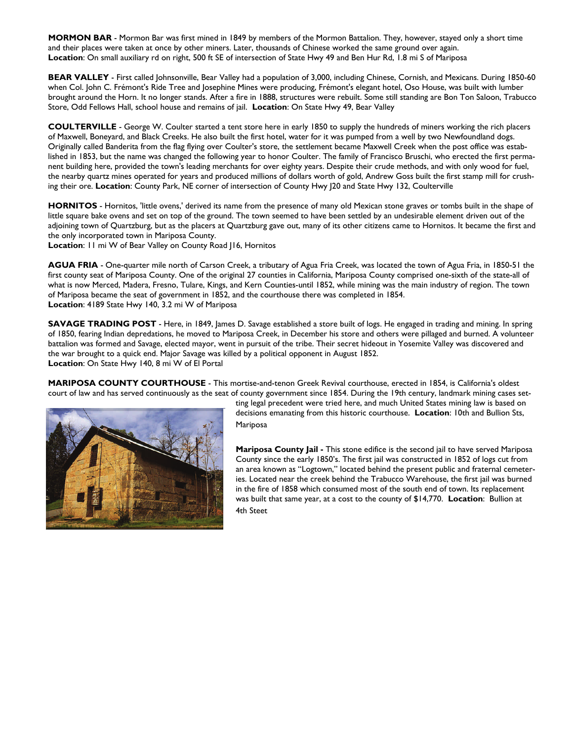**MORMON BAR** - Mormon Bar was first mined in 1849 by members of the Mormon Battalion. They, however, stayed only a short time and their places were taken at once by other miners. Later, thousands of Chinese worked the same ground over again.
**Location**: On small auxiliary rd on right, 500 ft SE of intersection of State Hwy 49 and Ben Hur Rd, 1.8 mi S of Mariposa

**BEAR VALLEY** - First called Johnsonville, Bear Valley had a population of 3,000, including Chinese, Cornish, and Mexicans. During 1850-60 when Col. John C. Frémont's Ride Tree and Josephine Mines were producing, Frémont's elegant hotel, Oso House, was built with lumber brought around the Horn. It no longer stands. After a fire in 1888, structures were rebuilt. Some still standing are Bon Ton Saloon, Trabucco Store, Odd Fellows Hall, school house and remains of jail. **Location**: On State Hwy 49, Bear Valley

**COULTERVILLE** - George W. Coulter started a tent store here in early 1850 to supply the hundreds of miners working the rich placers of Maxwell, Boneyard, and Black Creeks. He also built the first hotel, water for it was pumped from a well by two Newfoundland dogs. Originally called Banderita from the flag flying over Coulter's store, the settlement became Maxwell Creek when the post office was established in 1853, but the name was changed the following year to honor Coulter. The family of Francisco Bruschi, who erected the first permanent building here, provided the town's leading merchants for over eighty years. Despite their crude methods, and with only wood for fuel, the nearby quartz mines operated for years and produced millions of dollars worth of gold, Andrew Goss built the first stamp mill for crushing their ore. **Location**: County Park, NE corner of intersection of County Hwy J20 and State Hwy 132, Coulterville

**HORNITOS** - Hornitos, 'little ovens,' derived its name from the presence of many old Mexican stone graves or tombs built in the shape of little square bake ovens and set on top of the ground. The town seemed to have been settled by an undesirable element driven out of the adjoining town of Quartzburg, but as the placers at Quartzburg gave out, many of its other citizens came to Hornitos. It became the first and the only incorporated town in Mariposa County.
**Location**: 11 mi W of Bear Valley on County Road J16, Hornitos

**AGUA FRIA** - One-quarter mile north of Carson Creek, a tributary of Agua Fria Creek, was located the town of Agua Fria, in 1850-51 the first county seat of Mariposa County. One of the original 27 counties in California, Mariposa County comprised one-sixth of the state-all of what is now Merced, Madera, Fresno, Tulare, Kings, and Kern Counties-until 1852, while mining was the main industry of region. The town of Mariposa became the seat of government in 1852, and the courthouse there was completed in 1854.
**Location**: 4189 State Hwy 140, 3.2 mi W of Mariposa

**SAVAGE TRADING POST** - Here, in 1849, James D. Savage established a store built of logs. He engaged in trading and mining. In spring of 1850, fearing Indian depredations, he moved to Mariposa Creek, in December his store and others were pillaged and burned. A volunteer battalion was formed and Savage, elected mayor, went in pursuit of the tribe. Their secret hideout in Yosemite Valley was discovered and the war brought to a quick end. Major Savage was killed by a political opponent in August 1852.
**Location**: On State Hwy 140, 8 mi W of El Portal

**MARIPOSA COUNTY COURTHOUSE** - This mortise-and-tenon Greek Revival courthouse, erected in 1854, is California's oldest court of law and has served continuously as the seat of county government since 1854. During the 19th century, landmark mining cases setting legal precedent were tried here, and much United States mining law is based on decisions emanating from this historic courthouse. **Location**: 10th and Bullion Sts, Mariposa

**Mariposa County Jail -** This stone edifice is the second jail to have served Mariposa County since the early 1850's. The first jail was constructed in 1852 of logs cut from an area known as "Logtown," located behind the present public and fraternal cemeteries. Located near the creek behind the Trabucco Warehouse, the first jail was burned in the fire of 1858 which consumed most of the south end of town. Its replacement was built that same year, at a cost to the county of $14,770. **Location**: Bullion at 4th Steet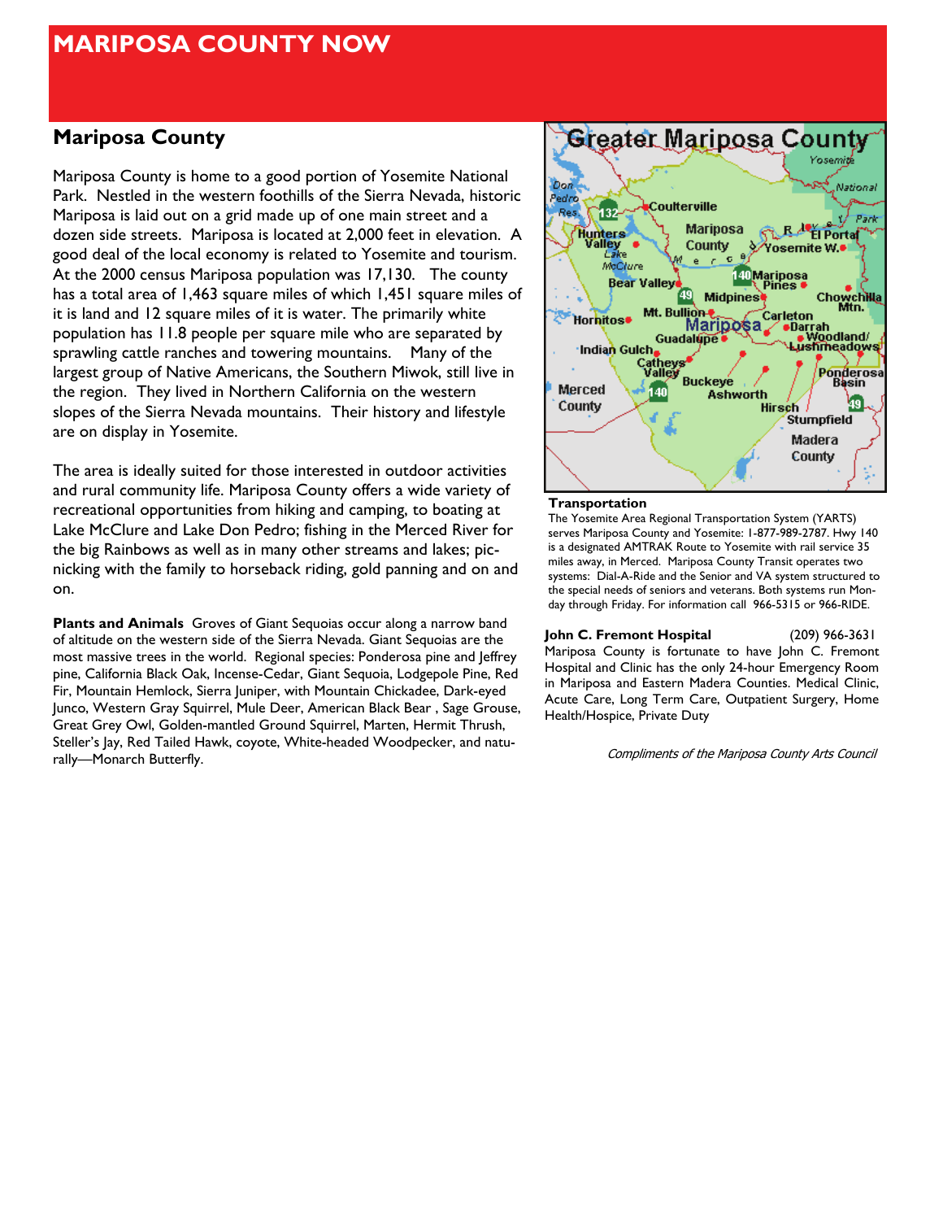# MARIPOSA COUNTY NOW

## Mariposa County

Mariposa County is home to a good portion of Yosemite National Park. Nestled in the western foothills of the Sierra Nevada, historic Mariposa is laid out on a grid made up of one main street and a dozen side streets. Mariposa is located at 2,000 feet in elevation. A good deal of the local economy is related to Yosemite and tourism. At the 2000 census Mariposa population was 17,130. The county has a total area of 1,463 square miles of which 1,451 square miles of it is land and 12 square miles of it is water. The primarily white population has 11.8 people per square mile who are separated by sprawling cattle ranches and towering mountains. Many of the largest group of Native Americans, the Southern Miwok, still live in the region. They lived in Northern California on the western slopes of the Sierra Nevada mountains. Their history and lifestyle are on display in Yosemite.

The area is ideally suited for those interested in outdoor activities and rural community life. Mariposa County offers a wide variety of recreational opportunities from hiking and camping, to boating at Lake McClure and Lake Don Pedro; fishing in the Merced River for the big Rainbows as well as in many other streams and lakes; picnicking with the family to horseback riding, gold panning and on and on.

**Plants and Animals** Groves of Giant Sequoias occur along a narrow band of altitude on the western side of the Sierra Nevada. Giant Sequoias are the most massive trees in the world. Regional species: Ponderosa pine and Jeffrey pine, California Black Oak, Incense-Cedar, Giant Sequoia, Lodgepole Pine, Red Fir, Mountain Hemlock, Sierra Juniper, with Mountain Chickadee, Dark-eyed Junco, Western Gray Squirrel, Mule Deer, American Black Bear , Sage Grouse, Great Grey Owl, Golden-mantled Ground Squirrel, Marten, Hermit Thrush, Steller's Jay, Red Tailed Hawk, coyote, White-headed Woodpecker, and naturally—Monarch Butterfly.

**Greater Mariposa County**

**Transportation**

The Yosemite Area Regional Transportation System (YARTS) serves Mariposa County and Yosemite: 1-877-989-2787. Hwy 140 is a designated AMTRAK Route to Yosemite with rail service 35 miles away, in Merced. Mariposa County Transit operates two systems: Dial-A-Ride and the Senior and VA system structured to the special needs of seniors and veterans. Both systems run Monday through Friday. For information call 966-5315 or 966-RIDE.

**John C. Fremont Hospital** (209) 966-3631

Mariposa County is fortunate to have John C. Fremont Hospital and Clinic has the only 24-hour Emergency Room in Mariposa and Eastern Madera Counties. Medical Clinic, Acute Care, Long Term Care, Outpatient Surgery, Home Health/Hospice, Private Duty

*Compliments of the Mariposa County Arts Council*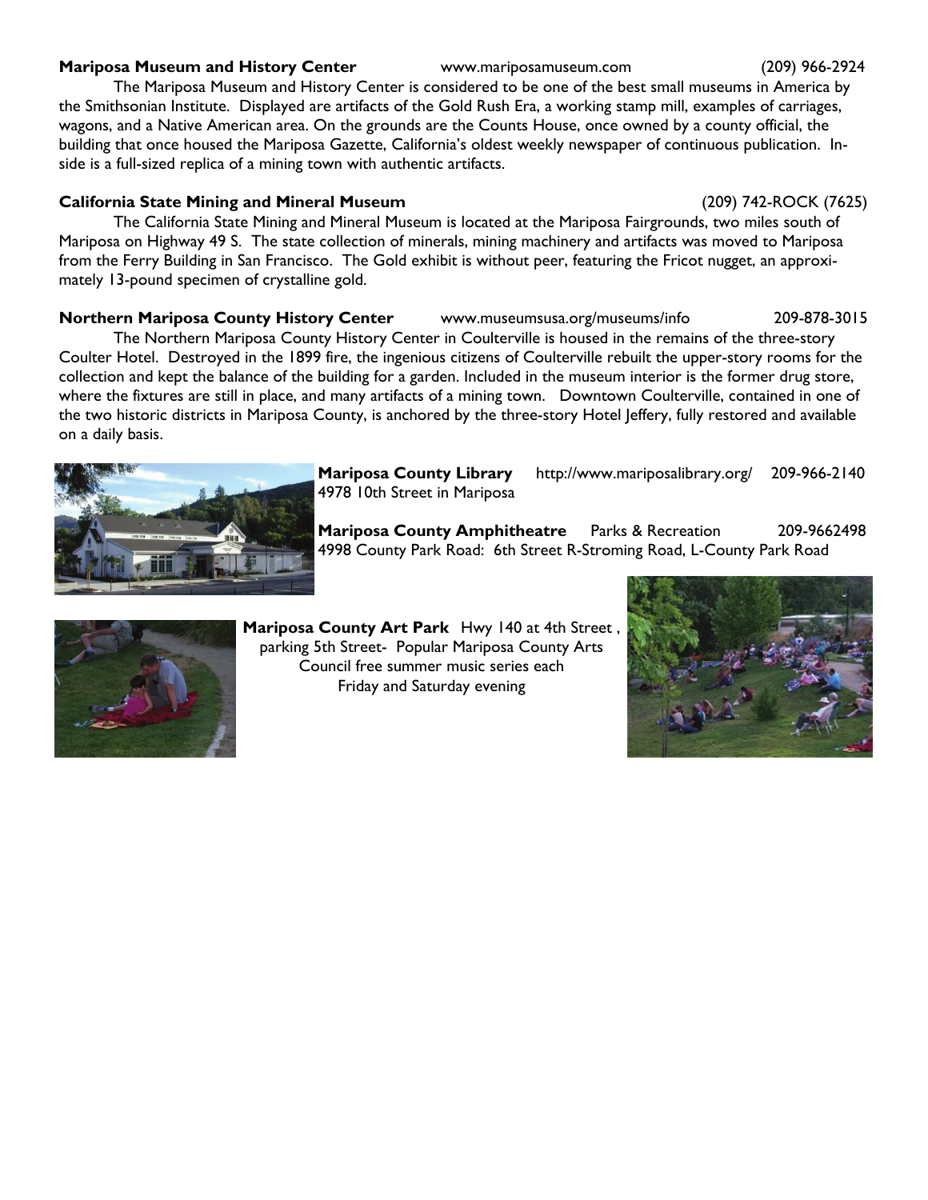**Mariposa Museum and History Center** www.mariposamuseum.com (209) 966-2924

The Mariposa Museum and History Center is considered to be one of the best small museums in America by the Smithsonian Institute. Displayed are artifacts of the Gold Rush Era, a working stamp mill, examples of carriages, wagons, and a Native American area. On the grounds are the Counts House, once owned by a county official, the building that once housed the Mariposa Gazette, California's oldest weekly newspaper of continuous publication. Inside is a full-sized replica of a mining town with authentic artifacts.

**California State Mining and Mineral Museum** (209) 742-ROCK (7625)

The California State Mining and Mineral Museum is located at the Mariposa Fairgrounds, two miles south of Mariposa on Highway 49 S. The state collection of minerals, mining machinery and artifacts was moved to Mariposa from the Ferry Building in San Francisco. The Gold exhibit is without peer, featuring the Fricot nugget, an approximately 13-pound specimen of crystalline gold.

**Northern Mariposa County History Center** www.museumsusa.org/museums/info 209-878-3015

The Northern Mariposa County History Center in Coulterville is housed in the remains of the three-story Coulter Hotel. Destroyed in the 1899 fire, the ingenious citizens of Coulterville rebuilt the upper-story rooms for the collection and kept the balance of the building for a garden. Included in the museum interior is the former drug store, where the fixtures are still in place, and many artifacts of a mining town. Downtown Coulterville, contained in one of the two historic districts in Mariposa County, is anchored by the three-story Hotel Jeffery, fully restored and available on a daily basis.

**Mariposa County Library** http://www.mariposalibrary.org/ 209-966-2140
4978 10th Street in Mariposa

**Mariposa County Amphitheatre** Parks & Recreation 209-9662498
4998 County Park Road: 6th Street R-Stroming Road, L-County Park Road

**Mariposa County Art Park** Hwy 140 at 4th Street, parking 5th Street- Popular Mariposa County Arts Council free summer music series each Friday and Saturday evening